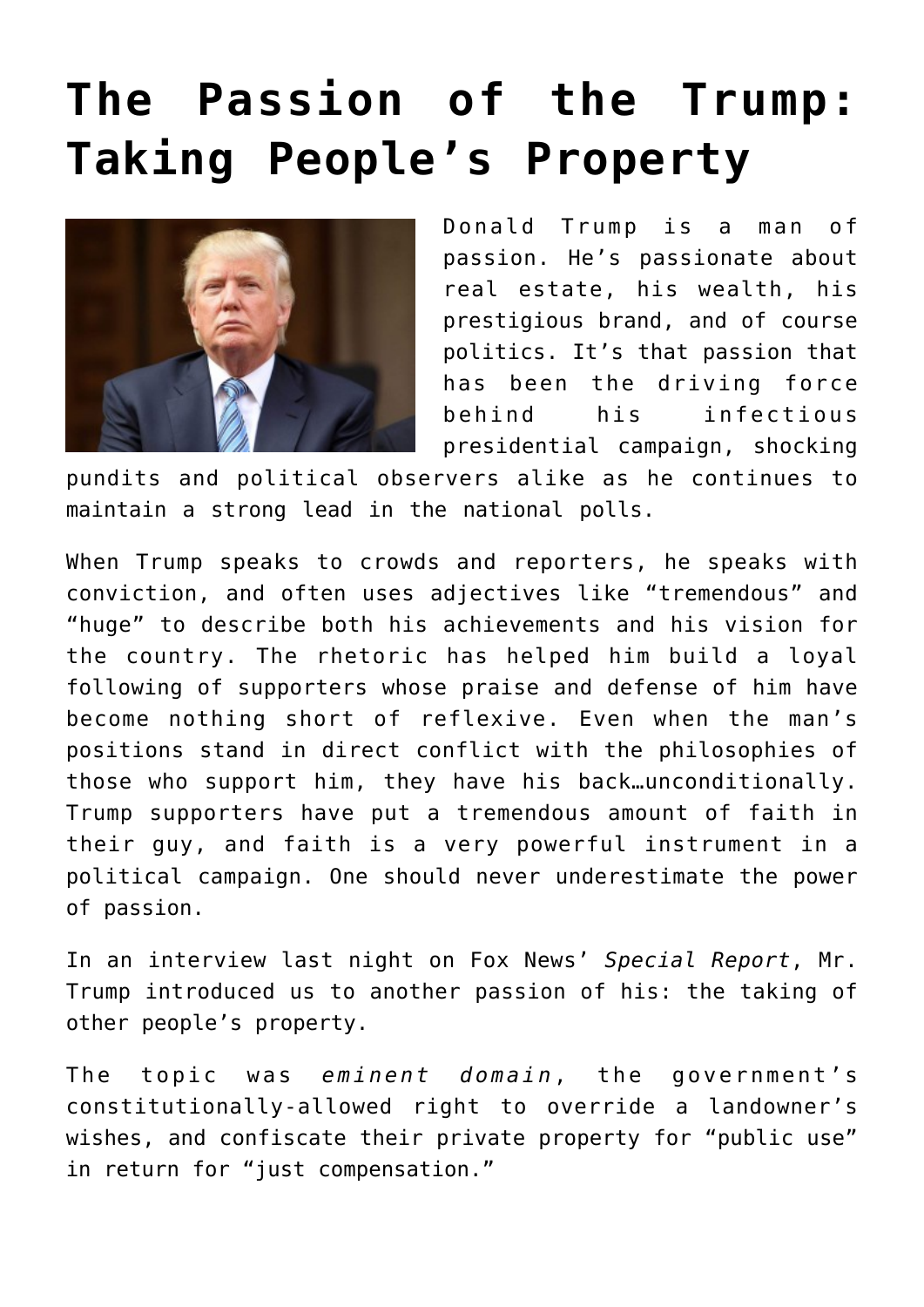# The Passion of the Trump: Taking People's Property

Donald Trump is a man of passion. He's passionate about real estate, his wealth, his prestigious brand, and of course politics. It's that passion that has been the driving force behind his infectious presidential campaign, shocking pundits and political observers alike as he continues to maintain a strong lead in the national polls.

When Trump speaks to crowds and reporters, he speaks with conviction, and often uses adjectives like "tremendous" and "huge" to describe both his achievements and his vision for the country. The rhetoric has helped him build a loyal following of supporters whose praise and defense of him have become nothing short of reflexive. Even when the man's positions stand in direct conflict with the philosophies of those who support him, they have his back…unconditionally. Trump supporters have put a tremendous amount of faith in their guy, and faith is a very powerful instrument in a political campaign. One should never underestimate the power of passion.

In an interview last night on Fox News' *Special Report*, Mr. Trump introduced us to another passion of his: the taking of other people's property.

The topic was *eminent domain*, the government's constitutionally-allowed right to override a landowner's wishes, and confiscate their private property for "public use" in return for "just compensation."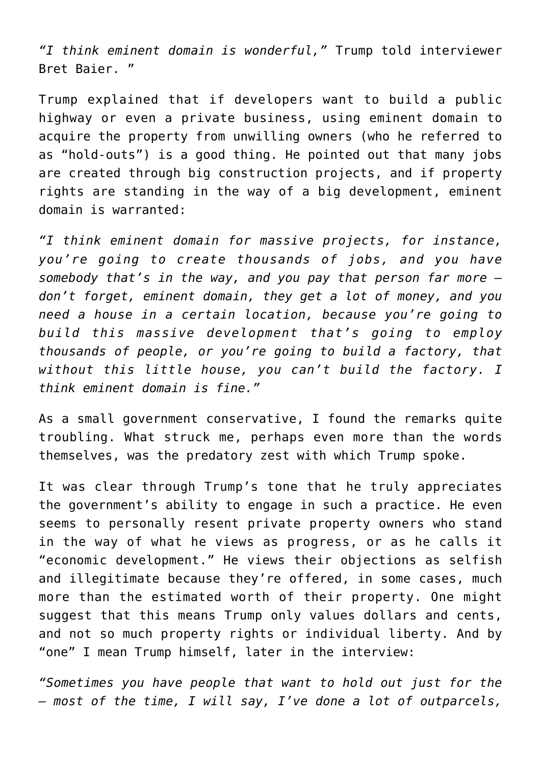*"I think eminent domain is wonderful,"* Trump told interviewer Bret Baier. "

Trump explained that if developers want to build a public highway or even a private business, using eminent domain to acquire the property from unwilling owners (who he referred to as "hold-outs") is a good thing. He pointed out that many jobs are created through big construction projects, and if property rights are standing in the way of a big development, eminent domain is warranted:

*"I think eminent domain for massive projects, for instance, you're going to create thousands of jobs, and you have somebody that's in the way, and you pay that person far more – don't forget, eminent domain, they get a lot of money, and you need a house in a certain location, because you're going to build this massive development that's going to employ thousands of people, or you're going to build a factory, that without this little house, you can't build the factory. I think eminent domain is fine."*

As a small government conservative, I found the remarks quite troubling. What struck me, perhaps even more than the words themselves, was the predatory zest with which Trump spoke.

It was clear through Trump's tone that he truly appreciates the government's ability to engage in such a practice. He even seems to personally resent private property owners who stand in the way of what he views as progress, or as he calls it "economic development." He views their objections as selfish and illegitimate because they're offered, in some cases, much more than the estimated worth of their property. One might suggest that this means Trump only values dollars and cents, and not so much property rights or individual liberty. And by "one" I mean Trump himself, later in the interview:

*"Sometimes you have people that want to hold out just for the – most of the time, I will say, I've done a lot of outparcels,*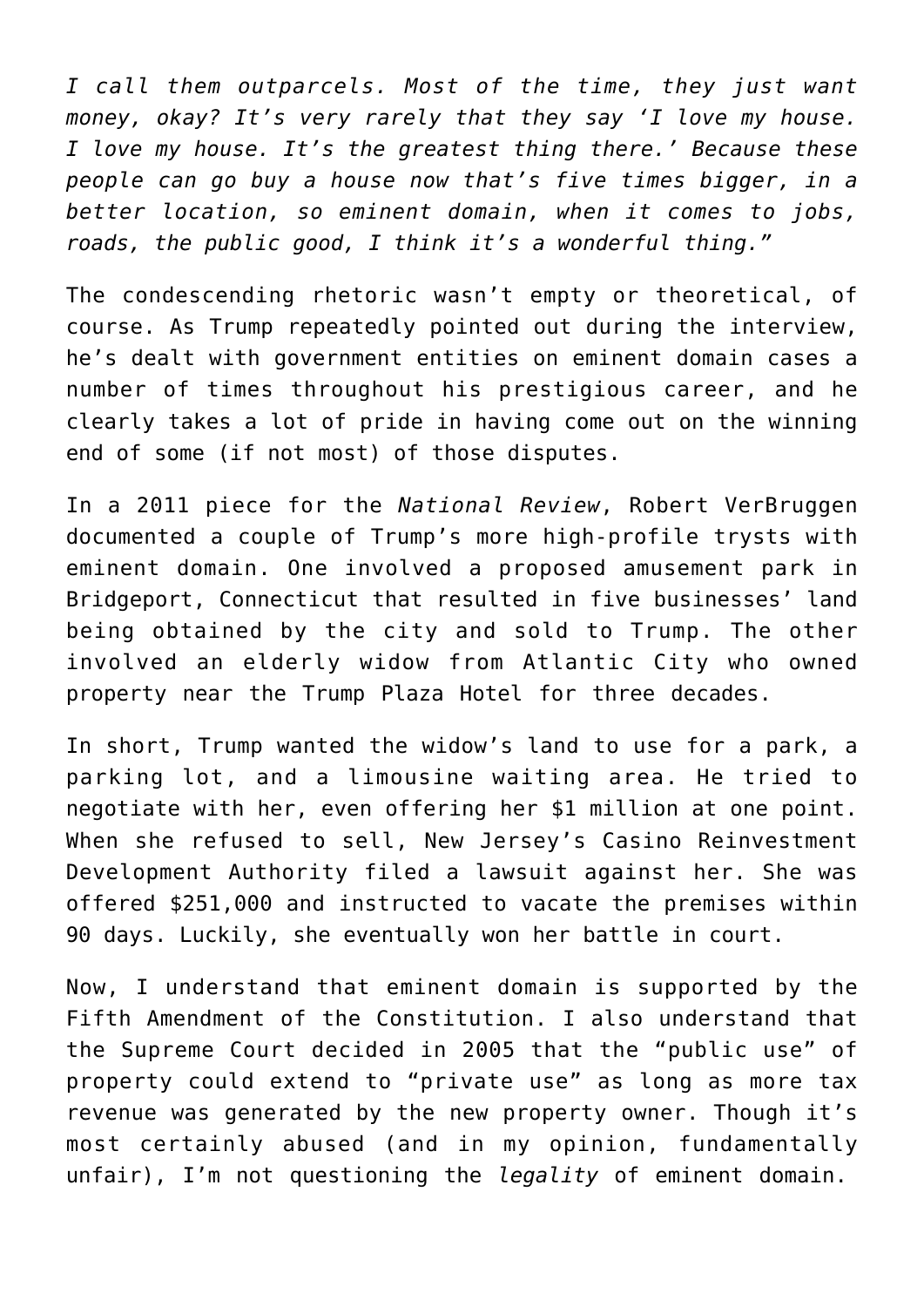*I call them outparcels. Most of the time, they just want money, okay? It's very rarely that they say 'I love my house. I love my house. It's the greatest thing there.' Because these people can go buy a house now that's five times bigger, in a better location, so eminent domain, when it comes to jobs, roads, the public good, I think it's a wonderful thing."*

The condescending rhetoric wasn't empty or theoretical, of course. As Trump repeatedly pointed out during the interview, he's dealt with government entities on eminent domain cases a number of times throughout his prestigious career, and he clearly takes a lot of pride in having come out on the winning end of some (if not most) of those disputes.

In a 2011 piece for the *National Review*, Robert VerBruggen documented a couple of Trump's more high-profile trysts with eminent domain. One involved a proposed amusement park in Bridgeport, Connecticut that resulted in five businesses' land being obtained by the city and sold to Trump. The other involved an elderly widow from Atlantic City who owned property near the Trump Plaza Hotel for three decades.

In short, Trump wanted the widow's land to use for a park, a parking lot, and a limousine waiting area. He tried to negotiate with her, even offering her $1 million at one point. When she refused to sell, New Jersey's Casino Reinvestment Development Authority filed a lawsuit against her. She was offered $251,000 and instructed to vacate the premises within 90 days. Luckily, she eventually won her battle in court.

Now, I understand that eminent domain is supported by the Fifth Amendment of the Constitution. I also understand that the Supreme Court decided in 2005 that the "public use" of property could extend to "private use" as long as more tax revenue was generated by the new property owner. Though it's most certainly abused (and in my opinion, fundamentally unfair), I'm not questioning the *legality* of eminent domain.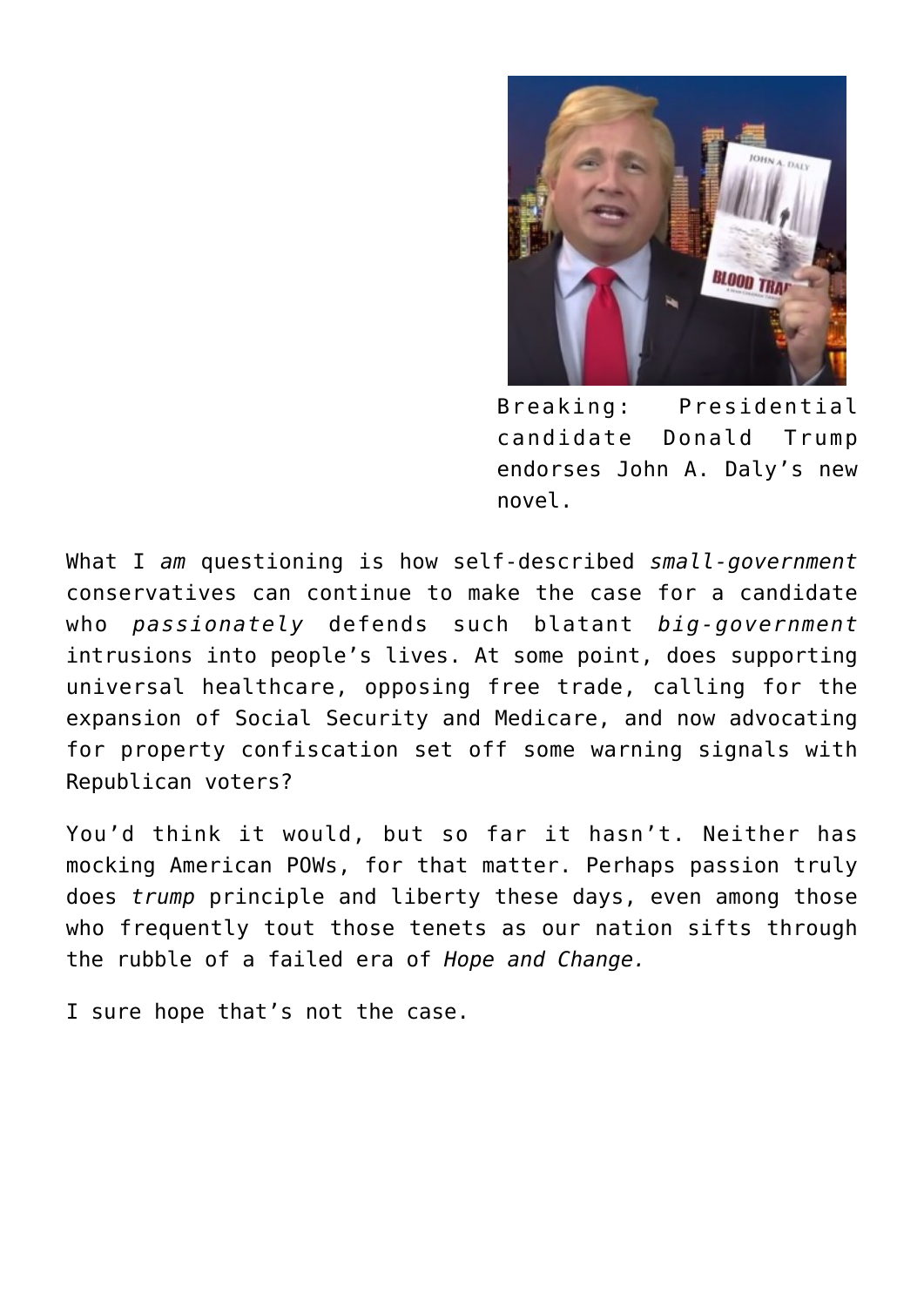Breaking: Presidential candidate Donald Trump endorses John A. Daly's new novel.

What I *am* questioning is how self-described *small-government* conservatives can continue to make the case for a candidate who *passionately* defends such blatant *big-government* intrusions into people's lives. At some point, does supporting universal healthcare, opposing free trade, calling for the expansion of Social Security and Medicare, and now advocating for property confiscation set off some warning signals with Republican voters?

You'd think it would, but so far it hasn't. Neither has mocking American POWs, for that matter. Perhaps passion truly does *trump* principle and liberty these days, even among those who frequently tout those tenets as our nation sifts through the rubble of a failed era of *Hope and Change.*

I sure hope that's not the case.